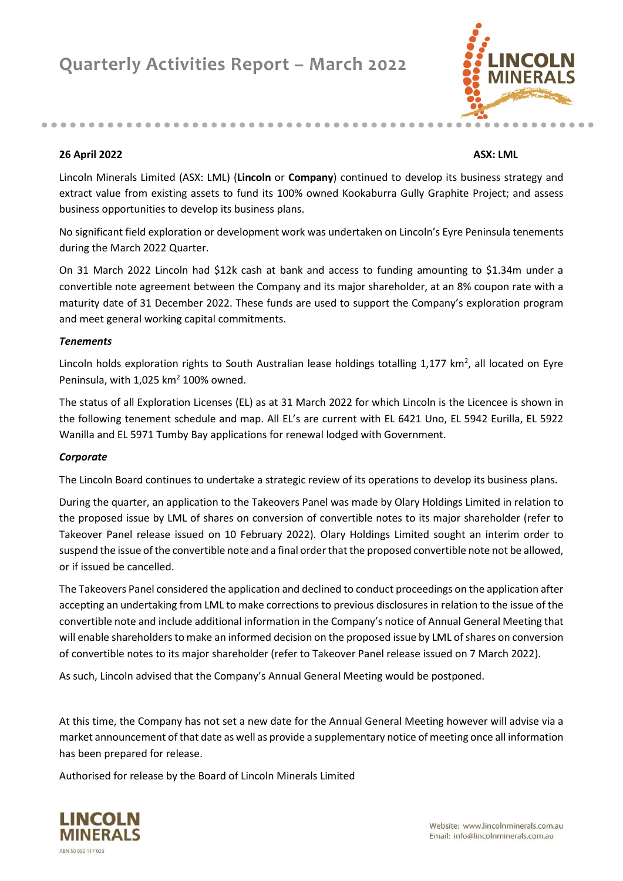# Quarterly Activities Report – March 2022

**26 April 2022** **ASX: LML**

Lincoln Minerals Limited (ASX: LML) (**Lincoln** or **Company**) continued to develop its business strategy and extract value from existing assets to fund its 100% owned Kookaburra Gully Graphite Project; and assess business opportunities to develop its business plans.

No significant field exploration or development work was undertaken on Lincoln's Eyre Peninsula tenements during the March 2022 Quarter.

On 31 March 2022 Lincoln had $12k cash at bank and access to funding amounting to $1.34m under a convertible note agreement between the Company and its major shareholder, at an 8% coupon rate with a maturity date of 31 December 2022. These funds are used to support the Company's exploration program and meet general working capital commitments.

### *Tenements*

Lincoln holds exploration rights to South Australian lease holdings totalling 1,177 km$^2$, all located on Eyre Peninsula, with 1,025 km$^2$ 100% owned.

The status of all Exploration Licenses (EL) as at 31 March 2022 for which Lincoln is the Licencee is shown in the following tenement schedule and map. All EL's are current with EL 6421 Uno, EL 5942 Eurilla, EL 5922 Wanilla and EL 5971 Tumby Bay applications for renewal lodged with Government.

### *Corporate*

The Lincoln Board continues to undertake a strategic review of its operations to develop its business plans.

During the quarter, an application to the Takeovers Panel was made by Olary Holdings Limited in relation to the proposed issue by LML of shares on conversion of convertible notes to its major shareholder (refer to Takeover Panel release issued on 10 February 2022). Olary Holdings Limited sought an interim order to suspend the issue of the convertible note and a final order that the proposed convertible note not be allowed, or if issued be cancelled.

The Takeovers Panel considered the application and declined to conduct proceedings on the application after accepting an undertaking from LML to make corrections to previous disclosures in relation to the issue of the convertible note and include additional information in the Company's notice of Annual General Meeting that will enable shareholders to make an informed decision on the proposed issue by LML of shares on conversion of convertible notes to its major shareholder (refer to Takeover Panel release issued on 7 March 2022).

As such, Lincoln advised that the Company's Annual General Meeting would be postponed.

At this time, the Company has not set a new date for the Annual General Meeting however will advise via a market announcement of that date as well as provide a supplementary notice of meeting once all information has been prepared for release.

Authorised for release by the Board of Lincoln Minerals Limited

LINCOLN MINERALS
ABN 50 050 117 023

Website: www.lincolnminerals.com.au
Email: info@lincolnminerals.com.au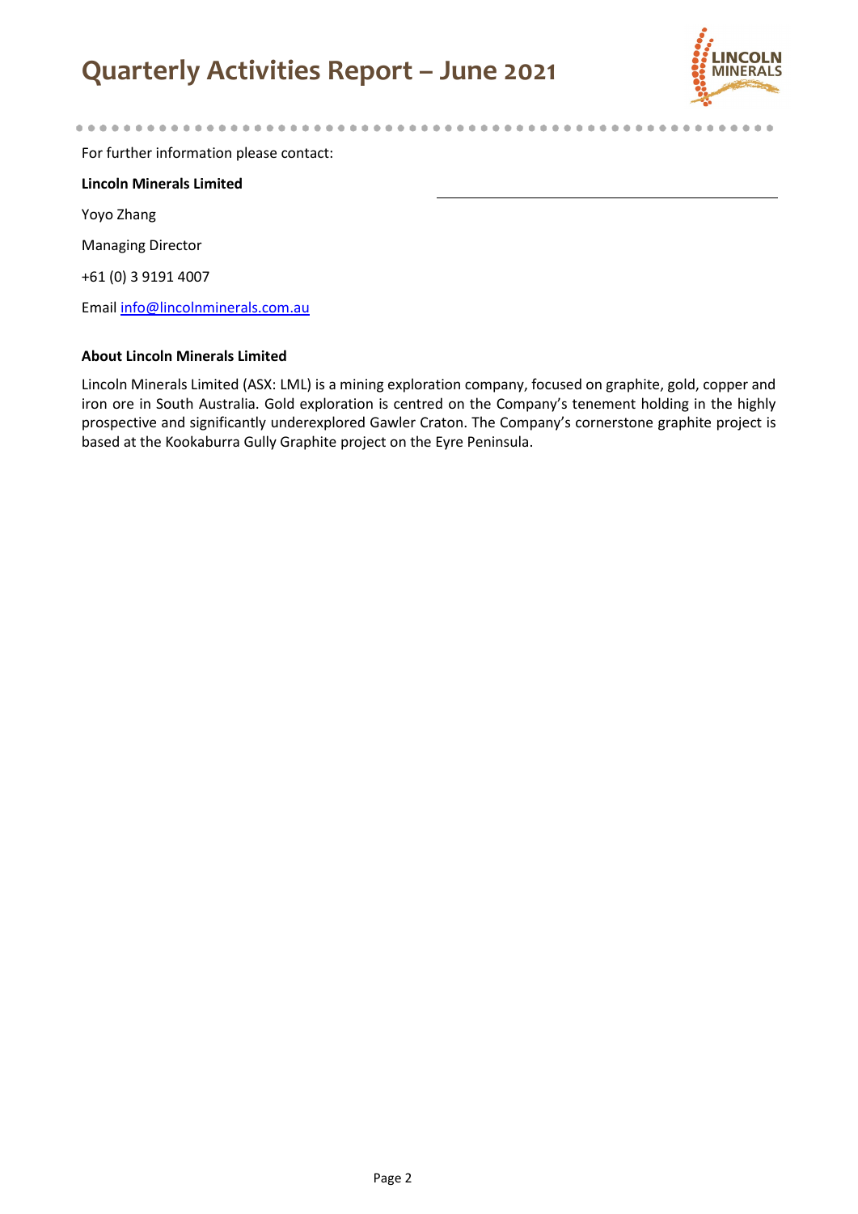For further information please contact:

**Lincoln Minerals Limited**

Yoyo Zhang

Managing Director

+61 (0) 3 9191 4007

Email info@lincolnminerals.com.au

**About Lincoln Minerals Limited**

Lincoln Minerals Limited (ASX: LML) is a mining exploration company, focused on graphite, gold, copper and iron ore in South Australia. Gold exploration is centred on the Company's tenement holding in the highly prospective and significantly underexplored Gawler Craton. The Company's cornerstone graphite project is based at the Kookaburra Gully Graphite project on the Eyre Peninsula.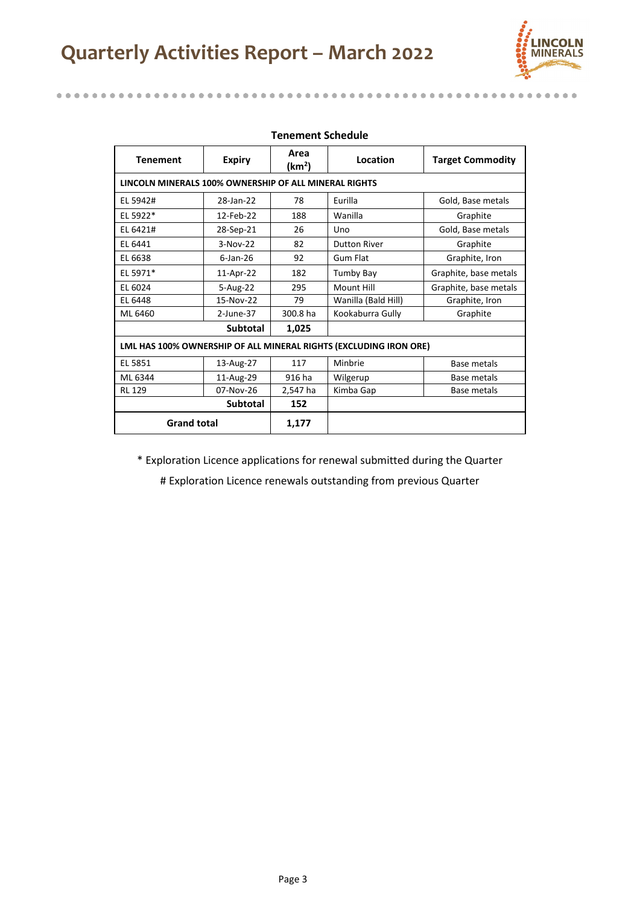### Tenement Schedule

| Tenement | Expiry | Area (km$^2$) | Location | Target Commodity |
|---|---|---|---|---|
| **LINCOLN MINERALS 100% OWNERSHIP OF ALL MINERAL RIGHTS** | | | | |
| EL 5942# | 28-Jan-22 | 78 | Eurilla | Gold, Base metals |
| EL 5922* | 12-Feb-22 | 188 | Wanilla | Graphite |
| EL 6421# | 28-Sep-21 | 26 | Uno | Gold, Base metals |
| EL 6441 | 3-Nov-22 | 82 | Dutton River | Graphite |
| EL 6638 | 6-Jan-26 | 92 | Gum Flat | Graphite, Iron |
| EL 5971* | 11-Apr-22 | 182 | Tumby Bay | Graphite, base metals |
| EL 6024 | 5-Aug-22 | 295 | Mount Hill | Graphite, base metals |
| EL 6448 | 15-Nov-22 | 79 | Wanilla (Bald Hill) | Graphite, Iron |
| ML 6460 | 2-June-37 | 300.8 ha | Kookaburra Gully | Graphite |
| | **Subtotal** | **1,025** | | |
| **LML HAS 100% OWNERSHIP OF ALL MINERAL RIGHTS (EXCLUDING IRON ORE)** | | | | |
| EL 5851 | 13-Aug-27 | 117 | Minbrie | Base metals |
| ML 6344 | 11-Aug-29 | 916 ha | Wilgerup | Base metals |
| RL 129 | 07-Nov-26 | 2,547 ha | Kimba Gap | Base metals |
| | **Subtotal** | **152** | | |
| **Grand total** | | **1,177** | | |

* Exploration Licence applications for renewal submitted during the Quarter

# Exploration Licence renewals outstanding from previous Quarter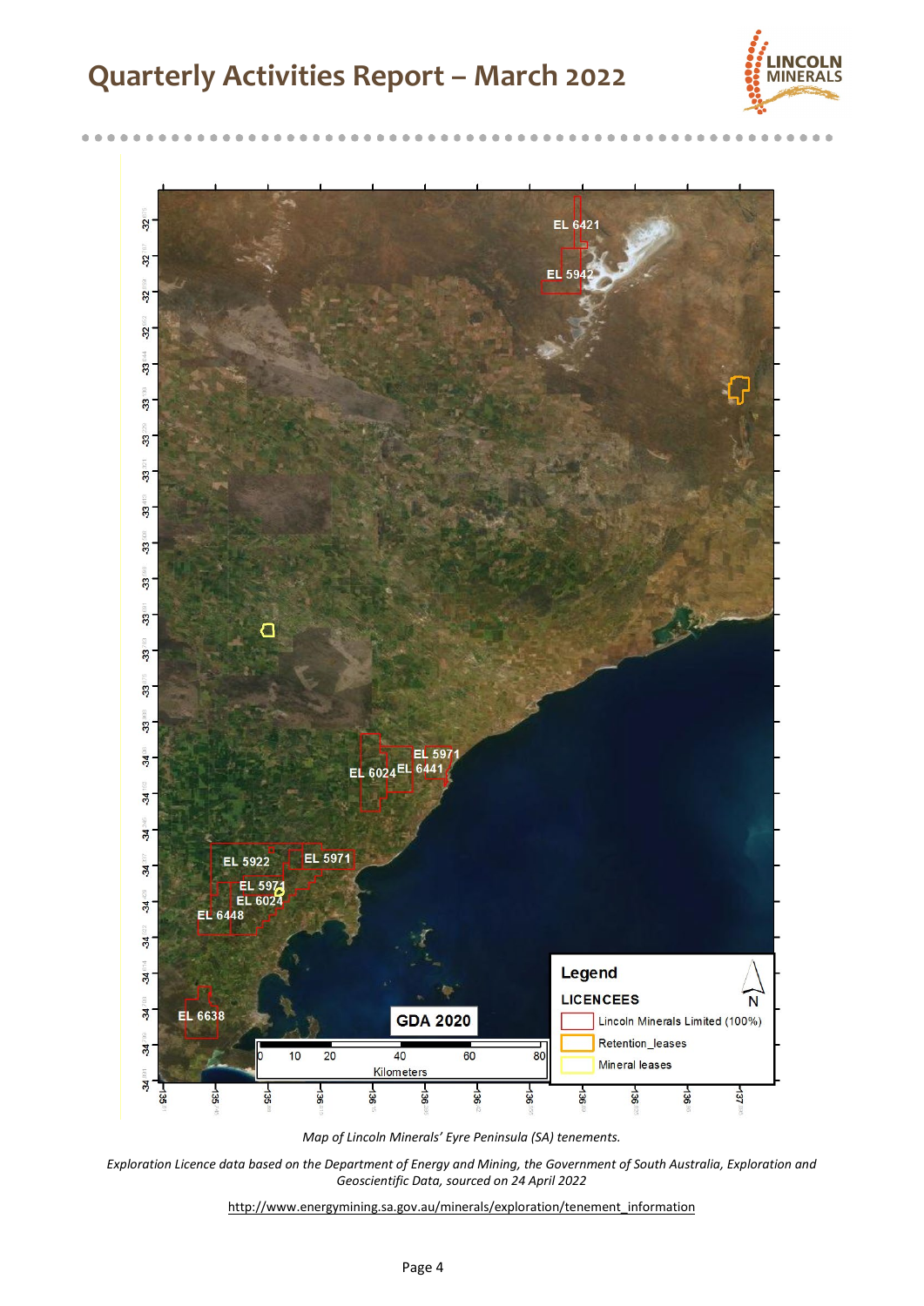*Map of Lincoln Minerals' Eyre Peninsula (SA) tenements.*

*Exploration Licence data based on the Department of Energy and Mining, the Government of South Australia, Exploration and Geoscientific Data, sourced on 24 April 2022*

http://www.energymining.sa.gov.au/minerals/exploration/tenement_information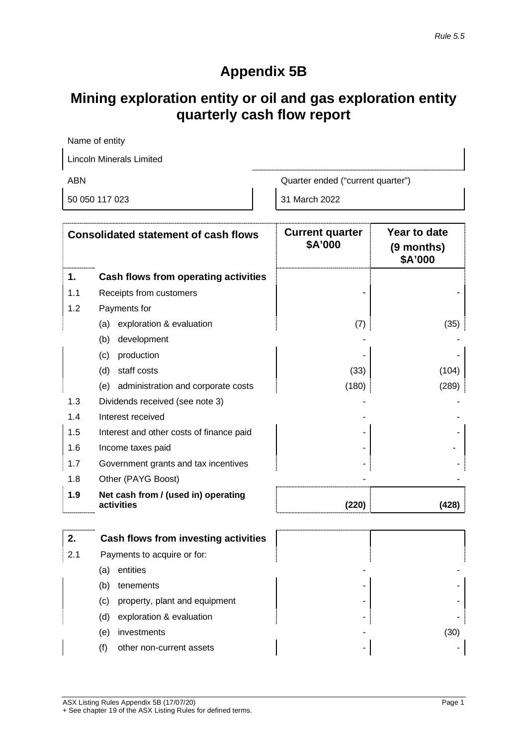*Rule 5.5*

# Appendix 5B

# Mining exploration entity or oil and gas exploration entity quarterly cash flow report

Name of entity

Lincoln Minerals Limited

| ABN | Quarter ended ("current quarter") |
|---|---|
| 50 050 117 023 | 31 March 2022 |

| Consolidated statement of cash flows | | Current quarter $A'000 | Year to date (9 months) $A'000 |
|---|---|---|---|
| **1.** | **Cash flows from operating activities** | | |
| 1.1 | Receipts from customers | - | - |
| 1.2 | Payments for | | |
| | (a) exploration & evaluation | (7) | (35) |
| | (b) development | - | - |
| | (c) production | - | - |
| | (d) staff costs | (33) | (104) |
| | (e) administration and corporate costs | (180) | (289) |
| 1.3 | Dividends received (see note 3) | - | - |
| 1.4 | Interest received | - | - |
| 1.5 | Interest and other costs of finance paid | - | - |
| 1.6 | Income taxes paid | - | - |
| 1.7 | Government grants and tax incentives | - | - |
| 1.8 | Other (PAYG Boost) | - | - |
| **1.9** | **Net cash from / (used in) operating activities** | **(220)** | **(428)** |

| | | | |
|---|---|---|---|
| **2.** | **Cash flows from investing activities** | | |
| 2.1 | Payments to acquire or for: | | |
| | (a) entities | - | - |
| | (b) tenements | - | - |
| | (c) property, plant and equipment | - | - |
| | (d) exploration & evaluation | - | - |
| | (e) investments | - | (30) |
| | (f) other non-current assets | - | - |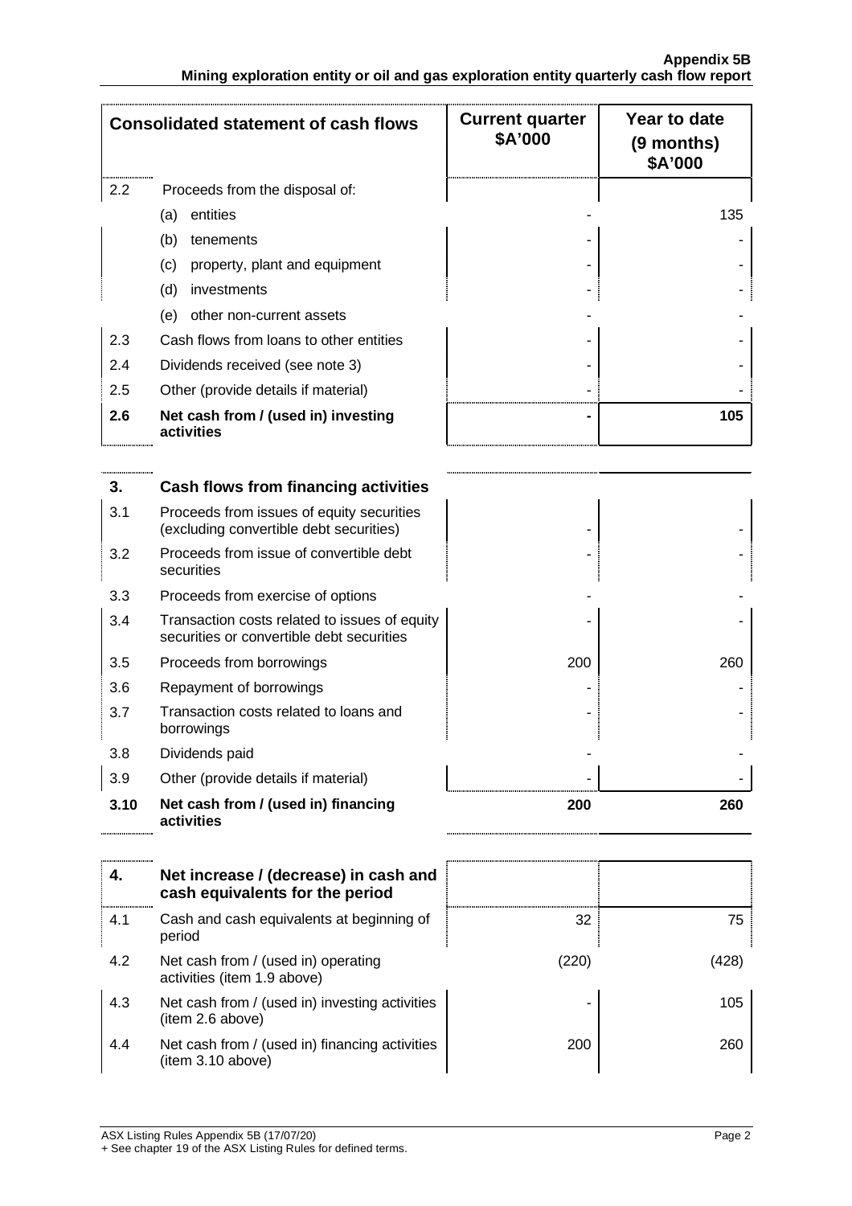| Consolidated statement of cash flows | | Current quarter $A'000 | Year to date (9 months) $A'000 |
|---|---|---|---|
| 2.2 | Proceeds from the disposal of: | | |
| | (a) entities | - | 135 |
| | (b) tenements | - | - |
| | (c) property, plant and equipment | - | - |
| | (d) investments | - | - |
| | (e) other non-current assets | - | - |
| 2.3 | Cash flows from loans to other entities | - | - |
| 2.4 | Dividends received (see note 3) | - | - |
| 2.5 | Other (provide details if material) | - | - |
| **2.6** | **Net cash from / (used in) investing activities** | **-** | **105** |

| | | | |
|---|---|---|---|
| **3.** | **Cash flows from financing activities** | | |
| 3.1 | Proceeds from issues of equity securities (excluding convertible debt securities) | - | - |
| 3.2 | Proceeds from issue of convertible debt securities | - | - |
| 3.3 | Proceeds from exercise of options | - | - |
| 3.4 | Transaction costs related to issues of equity securities or convertible debt securities | - | - |
| 3.5 | Proceeds from borrowings | 200 | 260 |
| 3.6 | Repayment of borrowings | - | - |
| 3.7 | Transaction costs related to loans and borrowings | - | - |
| 3.8 | Dividends paid | - | - |
| 3.9 | Other (provide details if material) | - | - |
| **3.10** | **Net cash from / (used in) financing activities** | **200** | **260** |

| | | | |
|---|---|---|---|
| **4.** | **Net increase / (decrease) in cash and cash equivalents for the period** | | |
| 4.1 | Cash and cash equivalents at beginning of period | 32 | 75 |
| 4.2 | Net cash from / (used in) operating activities (item 1.9 above) | (220) | (428) |
| 4.3 | Net cash from / (used in) investing activities (item 2.6 above) | - | 105 |
| 4.4 | Net cash from / (used in) financing activities (item 3.10 above) | 200 | 260 |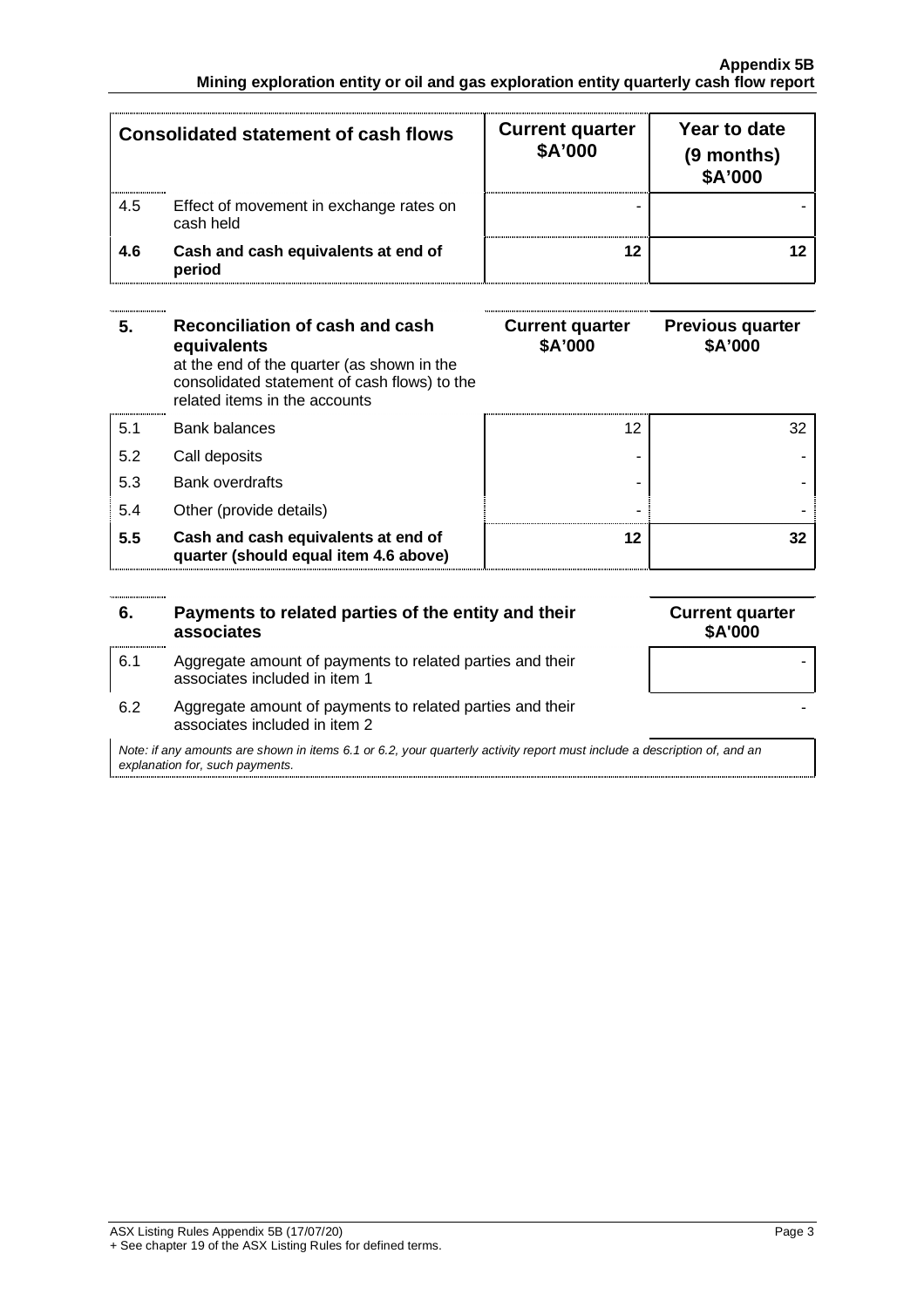| Consolidated statement of cash flows | | Current quarter $A'000 | Year to date (9 months) $A'000 |
|---|---|---|---|
| 4.5 | Effect of movement in exchange rates on cash held | - | - |
| **4.6** | **Cash and cash equivalents at end of period** | **12** | **12** |

| **5.** | **Reconciliation of cash and cash equivalents** at the end of the quarter (as shown in the consolidated statement of cash flows) to the related items in the accounts | **Current quarter $A'000** | **Previous quarter $A'000** |
|---|---|---|---|
| 5.1 | Bank balances | 12 | 32 |
| 5.2 | Call deposits | - | - |
| 5.3 | Bank overdrafts | - | - |
| 5.4 | Other (provide details) | - | - |
| **5.5** | **Cash and cash equivalents at end of quarter (should equal item 4.6 above)** | **12** | **32** |

| **6.** | **Payments to related parties of the entity and their associates** | **Current quarter $A'000** |
|---|---|---|
| 6.1 | Aggregate amount of payments to related parties and their associates included in item 1 | - |
| 6.2 | Aggregate amount of payments to related parties and their associates included in item 2 | - |

*Note: if any amounts are shown in items 6.1 or 6.2, your quarterly activity report must include a description of, and an explanation for, such payments.*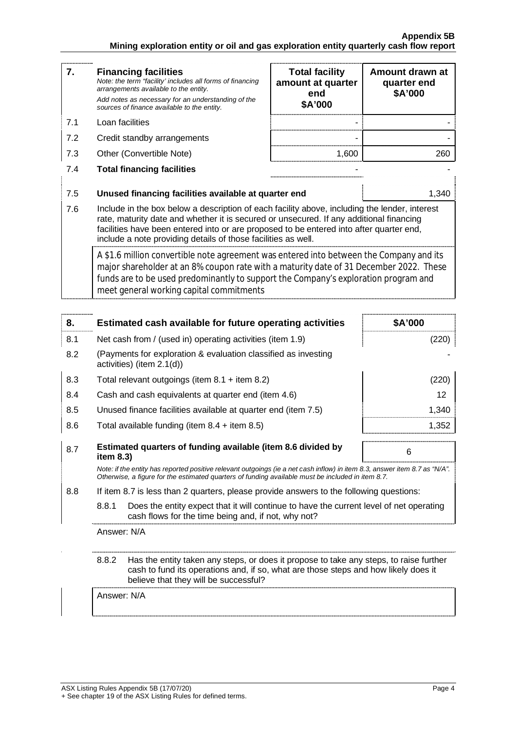| 7. | **Financing facilities**<br>*Note: the term "facility' includes all forms of financing arrangements available to the entity.*<br>*Add notes as necessary for an understanding of the sources of finance available to the entity.* | **Total facility amount at quarter end \$A'000** | **Amount drawn at quarter end \$A'000** |
|---|---|---|---|
| 7.1 | Loan facilities | - | - |
| 7.2 | Credit standby arrangements | - | - |
| 7.3 | Other (Convertible Note) | 1,600 | 260 |
| 7.4 | **Total financing facilities** | - | - |

| | | |
|---|---|---|
| 7.5 | **Unused financing facilities available at quarter end** | 1,340 |
| 7.6 | Include in the box below a description of each facility above, including the lender, interest rate, maturity date and whether it is secured or unsecured. If any additional financing facilities have been entered into or are proposed to be entered into after quarter end, include a note providing details of those facilities as well. | |
| | A \$1.6 million convertible note agreement was entered into between the Company and its major shareholder at an 8% coupon rate with a maturity date of 31 December 2022. These funds are to be used predominantly to support the Company's exploration program and meet general working capital commitments | |

| 8. | **Estimated cash available for future operating activities** | **\$A'000** |
|---|---|---|
| 8.1 | Net cash from / (used in) operating activities (item 1.9) | (220) |
| 8.2 | (Payments for exploration & evaluation classified as investing activities) (item 2.1(d)) | - |
| 8.3 | Total relevant outgoings (item 8.1 + item 8.2) | (220) |
| 8.4 | Cash and cash equivalents at quarter end (item 4.6) | 12 |
| 8.5 | Unused finance facilities available at quarter end (item 7.5) | 1,340 |
| 8.6 | Total available funding (item 8.4 + item 8.5) | 1,352 |
| 8.7 | **Estimated quarters of funding available (item 8.6 divided by item 8.3)** | 6 |

*Note: if the entity has reported positive relevant outgoings (ie a net cash inflow) in item 8.3, answer item 8.7 as "N/A". Otherwise, a figure for the estimated quarters of funding available must be included in item 8.7.*

8.8 If item 8.7 is less than 2 quarters, please provide answers to the following questions:

8.8.1 Does the entity expect that it will continue to have the current level of net operating cash flows for the time being and, if not, why not?

Answer: N/A

8.8.2 Has the entity taken any steps, or does it propose to take any steps, to raise further cash to fund its operations and, if so, what are those steps and how likely does it believe that they will be successful?

Answer: N/A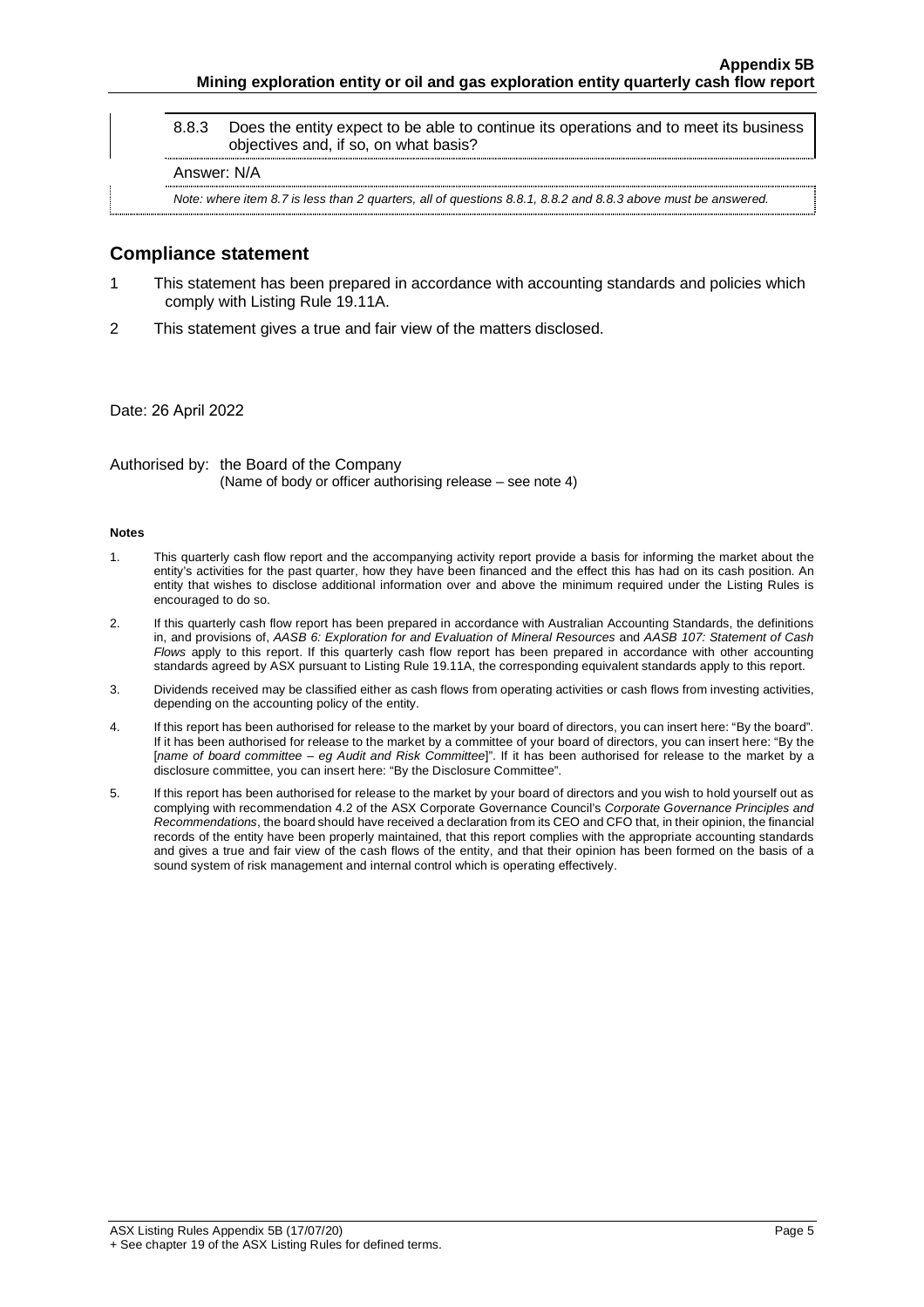8.8.3 Does the entity expect to be able to continue its operations and to meet its business objectives and, if so, on what basis?

Answer: N/A

*Note: where item 8.7 is less than 2 quarters, all of questions 8.8.1, 8.8.2 and 8.8.3 above must be answered.*

## Compliance statement

1 This statement has been prepared in accordance with accounting standards and policies which comply with Listing Rule 19.11A.

2 This statement gives a true and fair view of the matters disclosed.

Date: 26 April 2022

Authorised by: the Board of the Company
(Name of body or officer authorising release – see note 4)

**Notes**

1. This quarterly cash flow report and the accompanying activity report provide a basis for informing the market about the entity's activities for the past quarter, how they have been financed and the effect this has had on its cash position. An entity that wishes to disclose additional information over and above the minimum required under the Listing Rules is encouraged to do so.
2. If this quarterly cash flow report has been prepared in accordance with Australian Accounting Standards, the definitions in, and provisions of, *AASB 6: Exploration for and Evaluation of Mineral Resources* and *AASB 107: Statement of Cash Flows* apply to this report. If this quarterly cash flow report has been prepared in accordance with other accounting standards agreed by ASX pursuant to Listing Rule 19.11A, the corresponding equivalent standards apply to this report.
3. Dividends received may be classified either as cash flows from operating activities or cash flows from investing activities, depending on the accounting policy of the entity.
4. If this report has been authorised for release to the market by your board of directors, you can insert here: "By the board". If it has been authorised for release to the market by a committee of your board of directors, you can insert here: "By the [*name of board committee – eg Audit and Risk Committee*]". If it has been authorised for release to the market by a disclosure committee, you can insert here: "By the Disclosure Committee".
5. If this report has been authorised for release to the market by your board of directors and you wish to hold yourself out as complying with recommendation 4.2 of the ASX Corporate Governance Council's *Corporate Governance Principles and Recommendations*, the board should have received a declaration from its CEO and CFO that, in their opinion, the financial records of the entity have been properly maintained, that this report complies with the appropriate accounting standards and gives a true and fair view of the cash flows of the entity, and that their opinion has been formed on the basis of a sound system of risk management and internal control which is operating effectively.